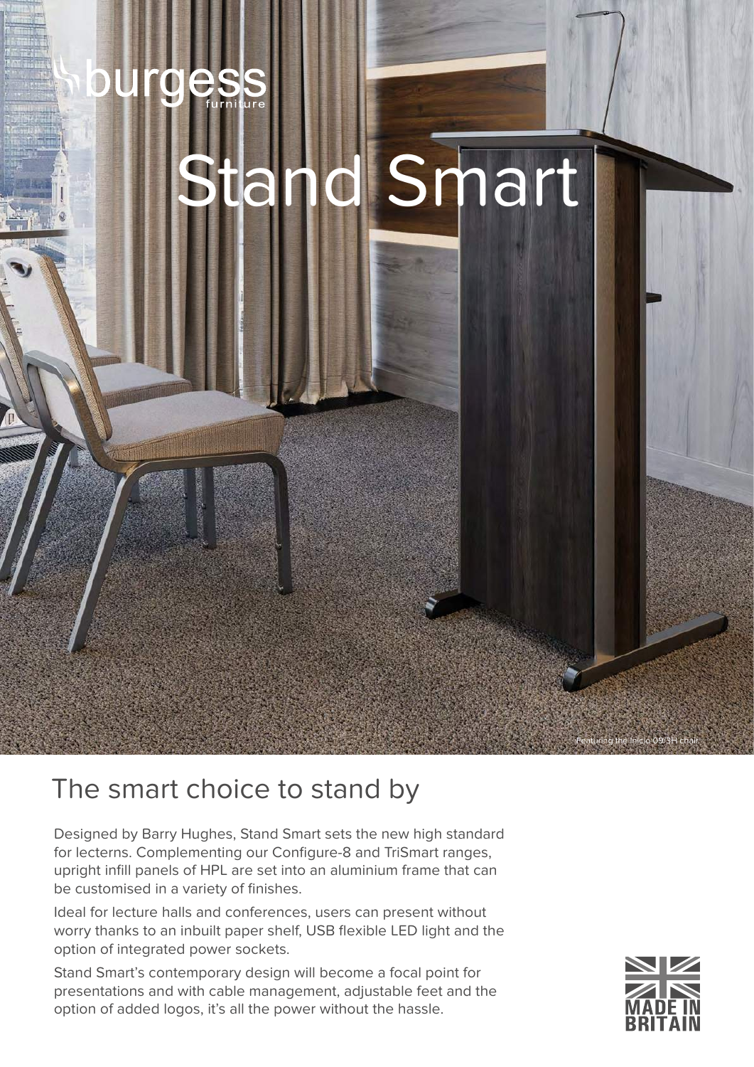burgess furniture

# Stand Smart

Featuring the Inicio 09/3H chair.

## The smart choice to stand by

Designed by Barry Hughes, Stand Smart sets the new high standard for lecterns. Complementing our Configure-8 and TriSmart ranges, upright infill panels of HPL are set into an aluminium frame that can be customised in a variety of finishes.

Ideal for lecture halls and conferences, users can present without worry thanks to an inbuilt paper shelf, USB flexible LED light and the option of integrated power sockets.

Stand Smart's contemporary design will become a focal point for presentations and with cable management, adjustable feet and the option of added logos, it's all the power without the hassle.

MADE IN BRITAIN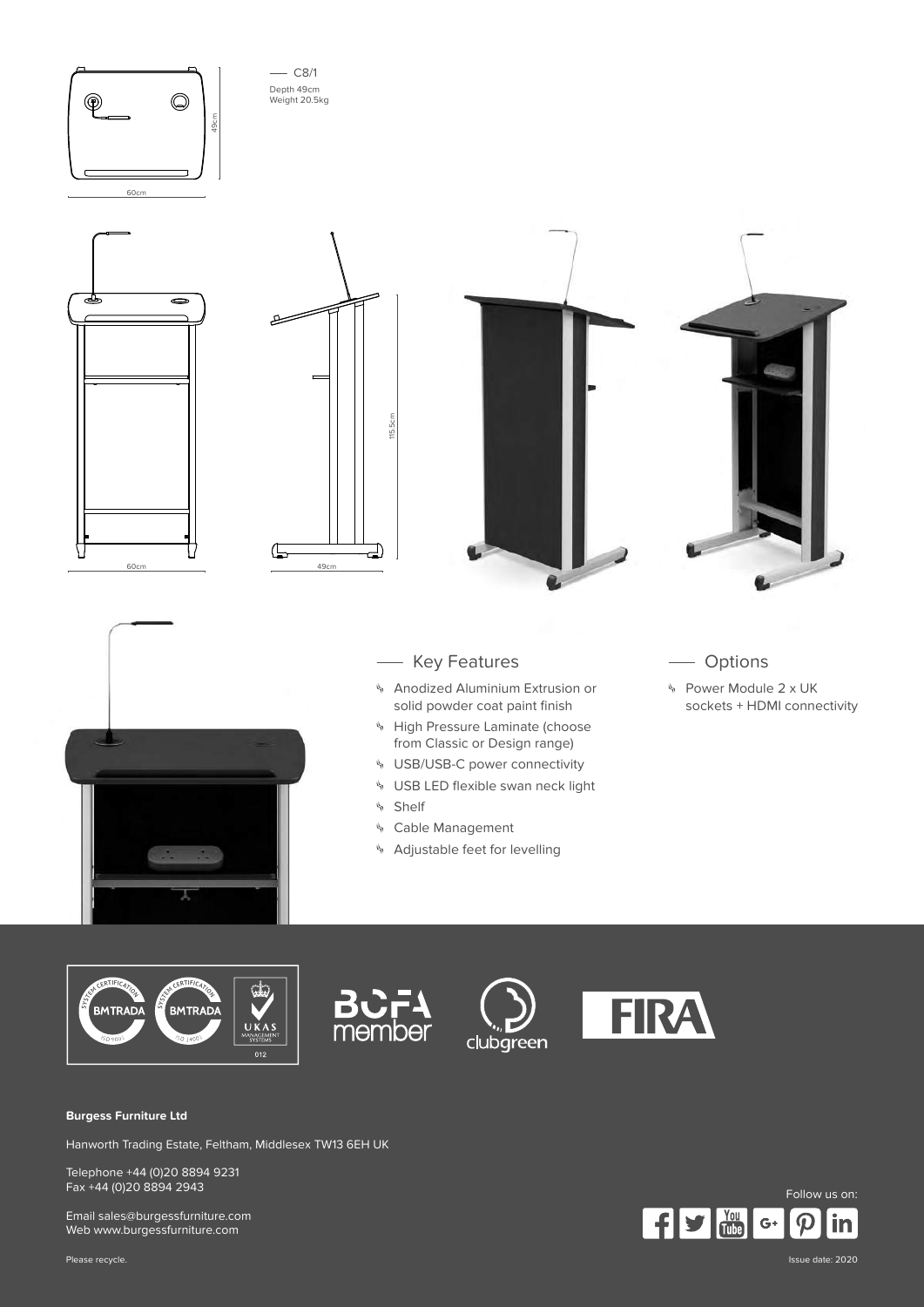C8/1

Depth 49cm
Weight 20.5kg

49cm

60cm

60cm

49cm

115.5cm

## Key Features

- Anodized Aluminium Extrusion or solid powder coat paint finish
- High Pressure Laminate (choose from Classic or Design range)
- USB/USB-C power connectivity
- USB LED flexible swan neck light
- Shelf
- Cable Management
- Adjustable feet for levelling

## Options

- Power Module 2 x UK sockets + HDMI connectivity

BMTRADA ISO 9001 BMTRADA ISO 14001 UKAS MANAGEMENT SYSTEMS 012

BCFA member

clubgreen

FIRA

**Burgess Furniture Ltd**

Hanworth Trading Estate, Feltham, Middlesex TW13 6EH UK

Telephone +44 (0)20 8894 9231
Fax +44 (0)20 8894 2943

Email sales@burgessfurniture.com
Web www.burgessfurniture.com

Follow us on:

Please recycle.

Issue date: 2020